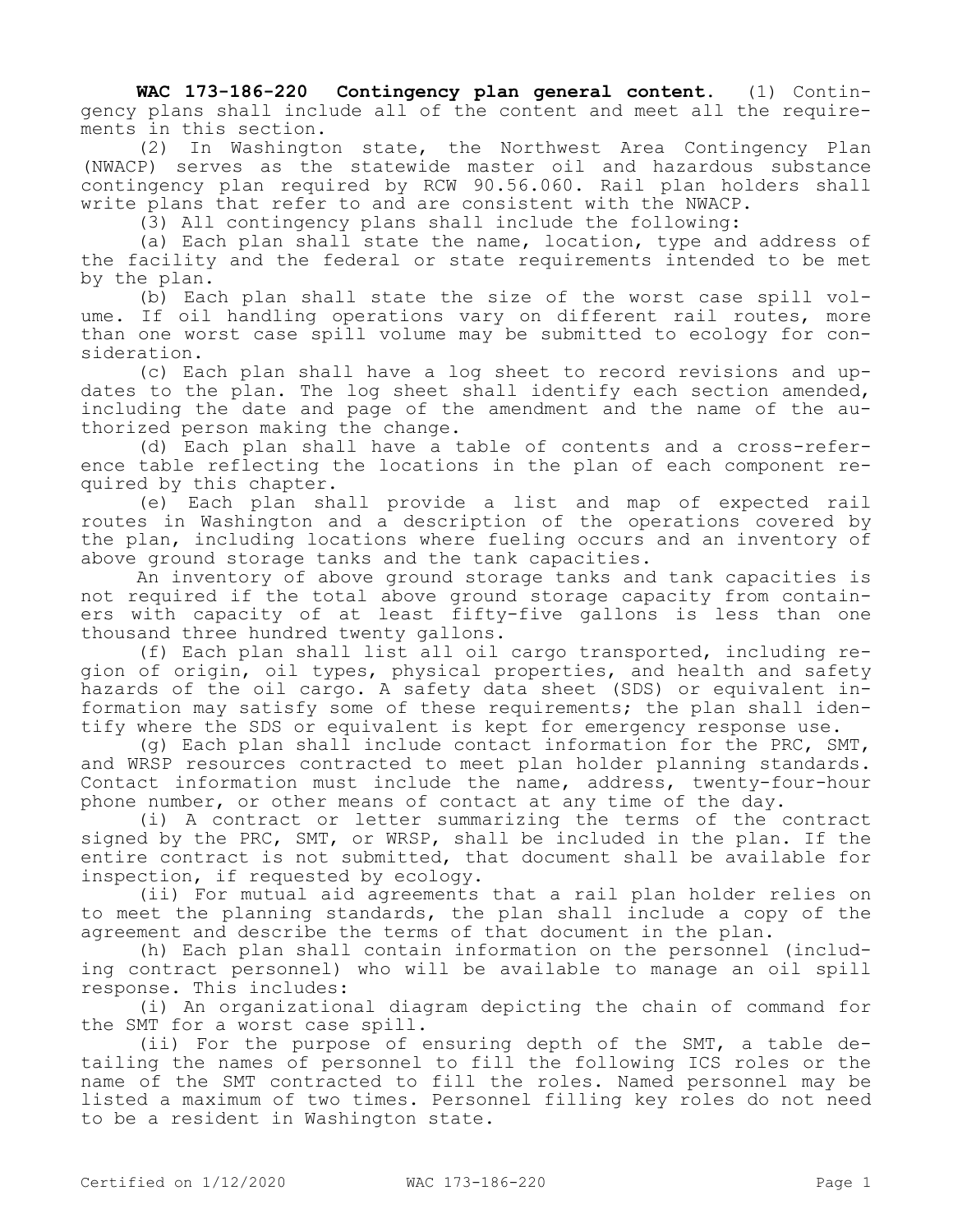**WAC 173-186-220 Contingency plan general content.** (1) Contingency plans shall include all of the content and meet all the requirements in this section.

(2) In Washington state, the Northwest Area Contingency Plan (NWACP) serves as the statewide master oil and hazardous substance contingency plan required by RCW 90.56.060. Rail plan holders shall write plans that refer to and are consistent with the NWACP.

(3) All contingency plans shall include the following:

(a) Each plan shall state the name, location, type and address of the facility and the federal or state requirements intended to be met by the plan.

(b) Each plan shall state the size of the worst case spill volume. If oil handling operations vary on different rail routes, more than one worst case spill volume may be submitted to ecology for consideration.

(c) Each plan shall have a log sheet to record revisions and updates to the plan. The log sheet shall identify each section amended, including the date and page of the amendment and the name of the authorized person making the change.

(d) Each plan shall have a table of contents and a cross-reference table reflecting the locations in the plan of each component required by this chapter.

(e) Each plan shall provide a list and map of expected rail routes in Washington and a description of the operations covered by the plan, including locations where fueling occurs and an inventory of above ground storage tanks and the tank capacities.

An inventory of above ground storage tanks and tank capacities is not required if the total above ground storage capacity from containers with capacity of at least fifty-five gallons is less than one thousand three hundred twenty gallons.

(f) Each plan shall list all oil cargo transported, including region of origin, oil types, physical properties, and health and safety hazards of the oil cargo. A safety data sheet (SDS) or equivalent information may satisfy some of these requirements; the plan shall identify where the SDS or equivalent is kept for emergency response use.

(g) Each plan shall include contact information for the PRC, SMT, and WRSP resources contracted to meet plan holder planning standards. Contact information must include the name, address, twenty-four-hour phone number, or other means of contact at any time of the day.

(i) A contract or letter summarizing the terms of the contract signed by the PRC, SMT, or WRSP, shall be included in the plan. If the entire contract is not submitted, that document shall be available for inspection, if requested by ecology.

(ii) For mutual aid agreements that a rail plan holder relies on to meet the planning standards, the plan shall include a copy of the agreement and describe the terms of that document in the plan.

(h) Each plan shall contain information on the personnel (including contract personnel) who will be available to manage an oil spill response. This includes:

(i) An organizational diagram depicting the chain of command for the SMT for a worst case spill.

(ii) For the purpose of ensuring depth of the SMT, a table detailing the names of personnel to fill the following ICS roles or the name of the SMT contracted to fill the roles. Named personnel may be listed a maximum of two times. Personnel filling key roles do not need to be a resident in Washington state.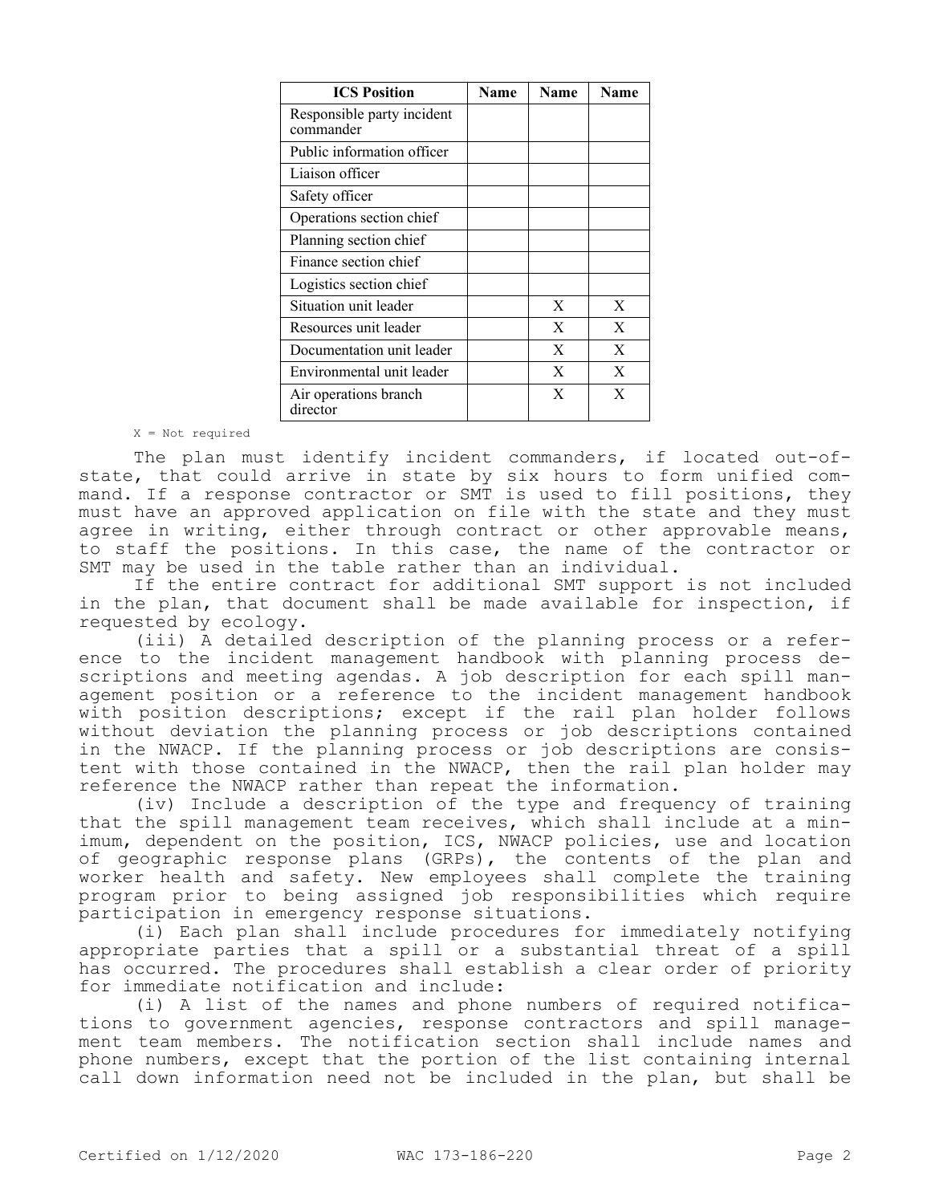| ICS Position | Name | Name | Name |
| --- | --- | --- | --- |
| Responsible party incident commander | | | |
| Public information officer | | | |
| Liaison officer | | | |
| Safety officer | | | |
| Operations section chief | | | |
| Planning section chief | | | |
| Finance section chief | | | |
| Logistics section chief | | | |
| Situation unit leader | | X | X |
| Resources unit leader | | X | X |
| Documentation unit leader | | X | X |
| Environmental unit leader | | X | X |
| Air operations branch director | | X | X |

X = Not required

The plan must identify incident commanders, if located out-of-state, that could arrive in state by six hours to form unified command. If a response contractor or SMT is used to fill positions, they must have an approved application on file with the state and they must agree in writing, either through contract or other approvable means, to staff the positions. In this case, the name of the contractor or SMT may be used in the table rather than an individual.

If the entire contract for additional SMT support is not included in the plan, that document shall be made available for inspection, if requested by ecology.

(iii) A detailed description of the planning process or a reference to the incident management handbook with planning process descriptions and meeting agendas. A job description for each spill management position or a reference to the incident management handbook with position descriptions; except if the rail plan holder follows without deviation the planning process or job descriptions contained in the NWACP. If the planning process or job descriptions are consistent with those contained in the NWACP, then the rail plan holder may reference the NWACP rather than repeat the information.

(iv) Include a description of the type and frequency of training that the spill management team receives, which shall include at a minimum, dependent on the position, ICS, NWACP policies, use and location of geographic response plans (GRPs), the contents of the plan and worker health and safety. New employees shall complete the training program prior to being assigned job responsibilities which require participation in emergency response situations.

(i) Each plan shall include procedures for immediately notifying appropriate parties that a spill or a substantial threat of a spill has occurred. The procedures shall establish a clear order of priority for immediate notification and include:

(i) A list of the names and phone numbers of required notifications to government agencies, response contractors and spill management team members. The notification section shall include names and phone numbers, except that the portion of the list containing internal call down information need not be included in the plan, but shall be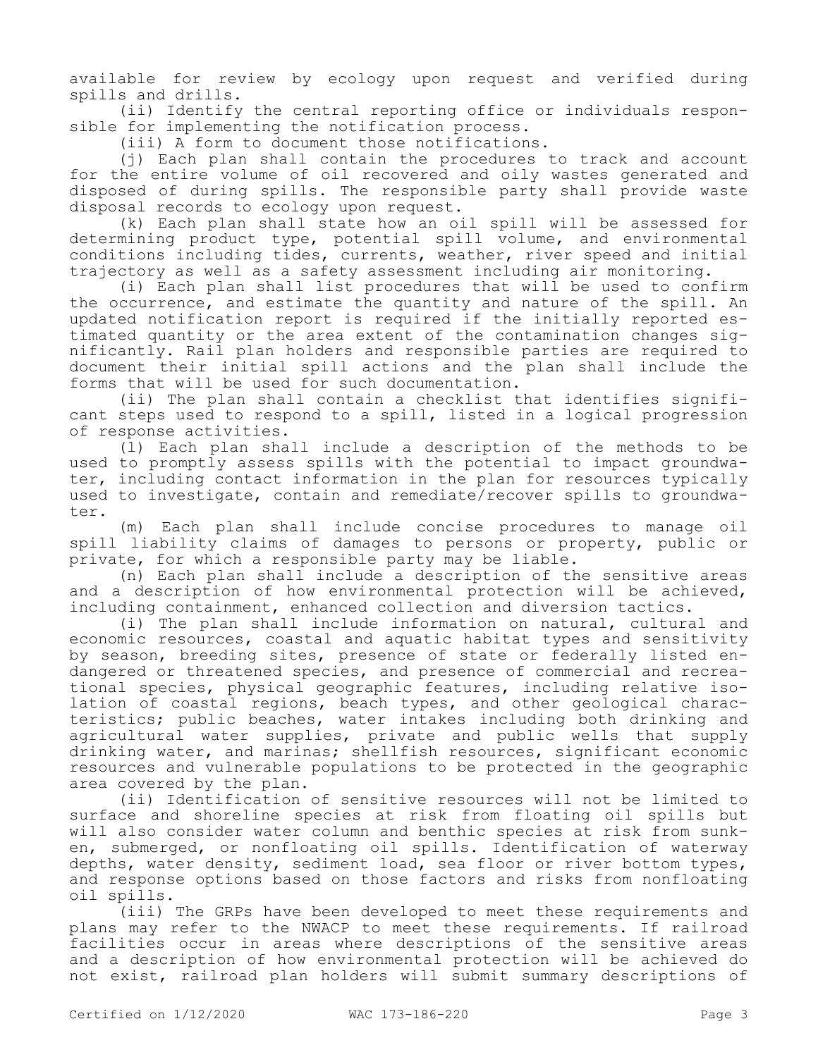available for review by ecology upon request and verified during spills and drills.

(ii) Identify the central reporting office or individuals responsible for implementing the notification process.

(iii) A form to document those notifications.

(j) Each plan shall contain the procedures to track and account for the entire volume of oil recovered and oily wastes generated and disposed of during spills. The responsible party shall provide waste disposal records to ecology upon request.

(k) Each plan shall state how an oil spill will be assessed for determining product type, potential spill volume, and environmental conditions including tides, currents, weather, river speed and initial trajectory as well as a safety assessment including air monitoring.

(i) Each plan shall list procedures that will be used to confirm the occurrence, and estimate the quantity and nature of the spill. An updated notification report is required if the initially reported estimated quantity or the area extent of the contamination changes significantly. Rail plan holders and responsible parties are required to document their initial spill actions and the plan shall include the forms that will be used for such documentation.

(ii) The plan shall contain a checklist that identifies significant steps used to respond to a spill, listed in a logical progression of response activities.

(l) Each plan shall include a description of the methods to be used to promptly assess spills with the potential to impact groundwater, including contact information in the plan for resources typically used to investigate, contain and remediate/recover spills to groundwater.

(m) Each plan shall include concise procedures to manage oil spill liability claims of damages to persons or property, public or private, for which a responsible party may be liable.

(n) Each plan shall include a description of the sensitive areas and a description of how environmental protection will be achieved, including containment, enhanced collection and diversion tactics.

(i) The plan shall include information on natural, cultural and economic resources, coastal and aquatic habitat types and sensitivity by season, breeding sites, presence of state or federally listed endangered or threatened species, and presence of commercial and recreational species, physical geographic features, including relative isolation of coastal regions, beach types, and other geological characteristics; public beaches, water intakes including both drinking and agricultural water supplies, private and public wells that supply drinking water, and marinas; shellfish resources, significant economic resources and vulnerable populations to be protected in the geographic area covered by the plan.

(ii) Identification of sensitive resources will not be limited to surface and shoreline species at risk from floating oil spills but will also consider water column and benthic species at risk from sunken, submerged, or nonfloating oil spills. Identification of waterway depths, water density, sediment load, sea floor or river bottom types, and response options based on those factors and risks from nonfloating oil spills.

(iii) The GRPs have been developed to meet these requirements and plans may refer to the NWACP to meet these requirements. If railroad facilities occur in areas where descriptions of the sensitive areas and a description of how environmental protection will be achieved do not exist, railroad plan holders will submit summary descriptions of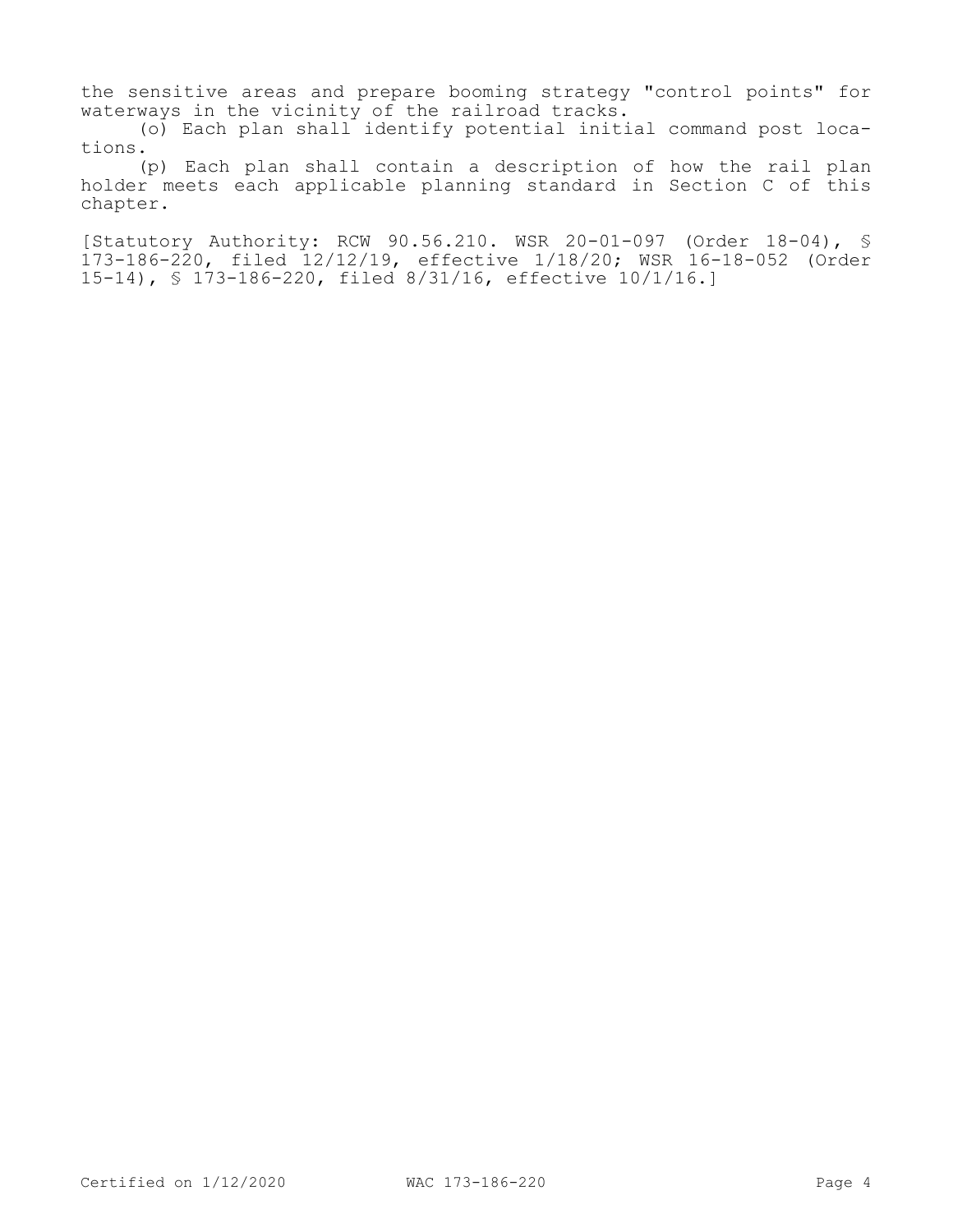the sensitive areas and prepare booming strategy "control points" for waterways in the vicinity of the railroad tracks.

(o) Each plan shall identify potential initial command post locations.

(p) Each plan shall contain a description of how the rail plan holder meets each applicable planning standard in Section C of this chapter.

[Statutory Authority: RCW 90.56.210. WSR 20-01-097 (Order 18-04), § 173-186-220, filed 12/12/19, effective 1/18/20; WSR 16-18-052 (Order 15-14), § 173-186-220, filed 8/31/16, effective 10/1/16.]